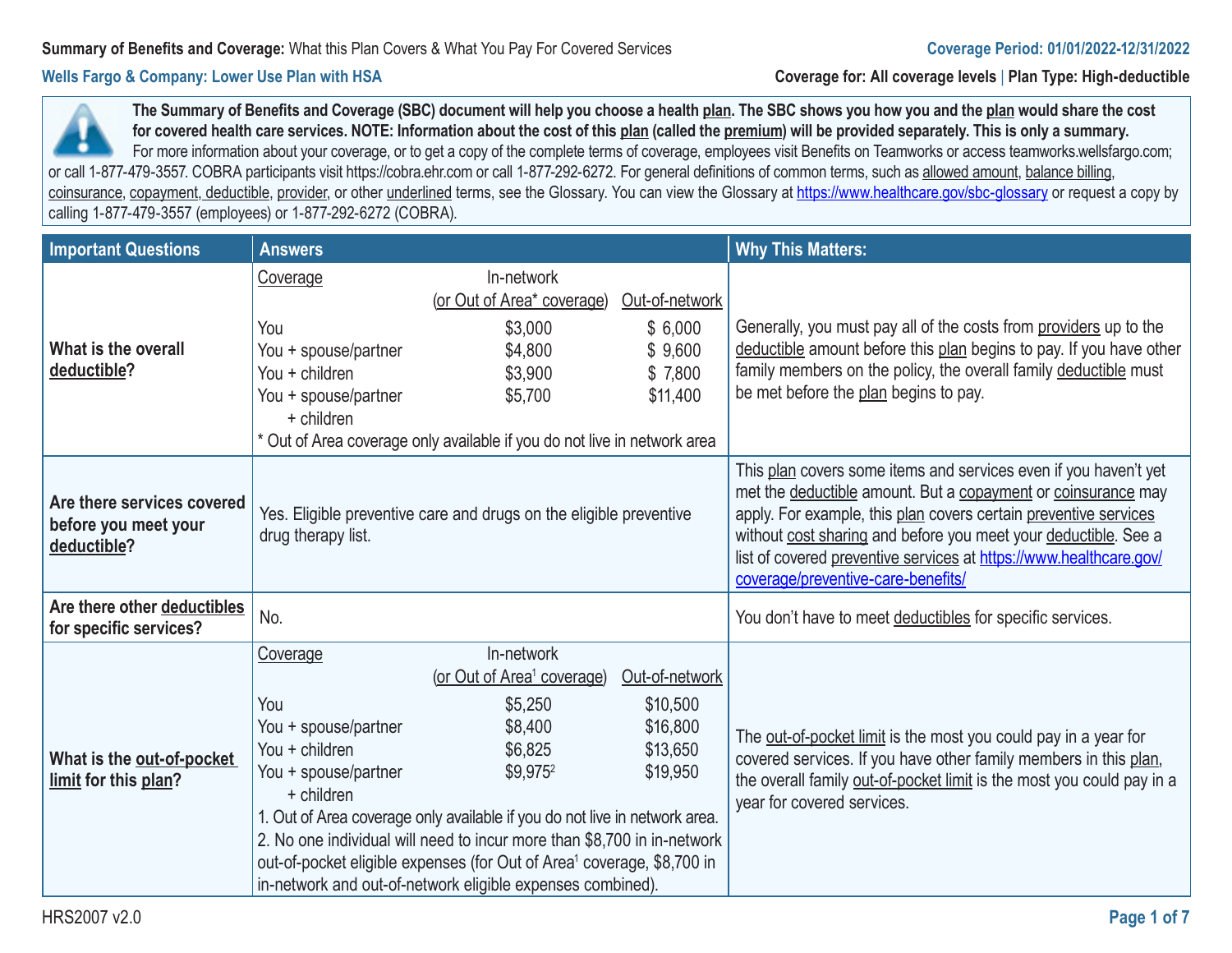**Summary of Benefits and Coverage:** What this Plan Covers & What You Pay For Covered Services

**Coverage Period: 01/01/2022-12/31/2022**

**Wells Fargo & Company: Lower Use Plan with HSA**

**Coverage for: All coverage levels | Plan Type: High-deductible**

**The Summary of Benefits and Coverage (SBC) document will help you choose a health plan. The SBC shows you how you and the plan would share the cost for covered health care services. NOTE: Information about the cost of this plan (called the premium) will be provided separately. This is only a summary.** For more information about your coverage, or to get a copy of the complete terms of coverage, employees visit Benefits on Teamworks or access teamworks.wellsfargo.com; or call 1-877-479-3557. COBRA participants visit https://cobra.ehr.com or call 1-877-292-6272. For general definitions of common terms, such as allowed amount, balance billing, coinsurance, copayment, deductible, provider, or other underlined terms, see the Glossary. You can view the Glossary at https://www.healthcare.gov/sbc-glossary or request a copy by calling 1-877-479-3557 (employees) or 1-877-292-6272 (COBRA).

| Important Questions | Answers | Why This Matters: |
|---|---|---|
| **What is the overall deductible?** | Coverage / In-network (or Out of Area* coverage) / Out-of-network<br>You: $3,000 / $ 6,000<br>You + spouse/partner: $4,800 / $ 9,600<br>You + children: $3,900 / $ 7,800<br>You + spouse/partner + children: $5,700 / $11,400<br>* Out of Area coverage only available if you do not live in network area | Generally, you must pay all of the costs from providers up to the deductible amount before this plan begins to pay. If you have other family members on the policy, the overall family deductible must be met before the plan begins to pay. |
| **Are there services covered before you meet your deductible?** | Yes. Eligible preventive care and drugs on the eligible preventive drug therapy list. | This plan covers some items and services even if you haven't yet met the deductible amount. But a copayment or coinsurance may apply. For example, this plan covers certain preventive services without cost sharing and before you meet your deductible. See a list of covered preventive services at https://www.healthcare.gov/coverage/preventive-care-benefits/ |
| **Are there other deductibles for specific services?** | No. | You don't have to meet deductibles for specific services. |
| **What is the out-of-pocket limit for this plan?** | Coverage / In-network (or Out of Area[1] coverage) / Out-of-network<br>You: $5,250 / $10,500<br>You + spouse/partner: $8,400 / $16,800<br>You + children: $6,825 / $13,650<br>You + spouse/partner + children: $9,975[2] / $19,950<br>1. Out of Area coverage only available if you do not live in network area.<br>2. No one individual will need to incur more than $8,700 in in-network out-of-pocket eligible expenses (for Out of Area[1] coverage, $8,700 in in-network and out-of-network eligible expenses combined). | The out-of-pocket limit is the most you could pay in a year for covered services. If you have other family members in this plan, the overall family out-of-pocket limit is the most you could pay in a year for covered services. |

HRS2007 v2.0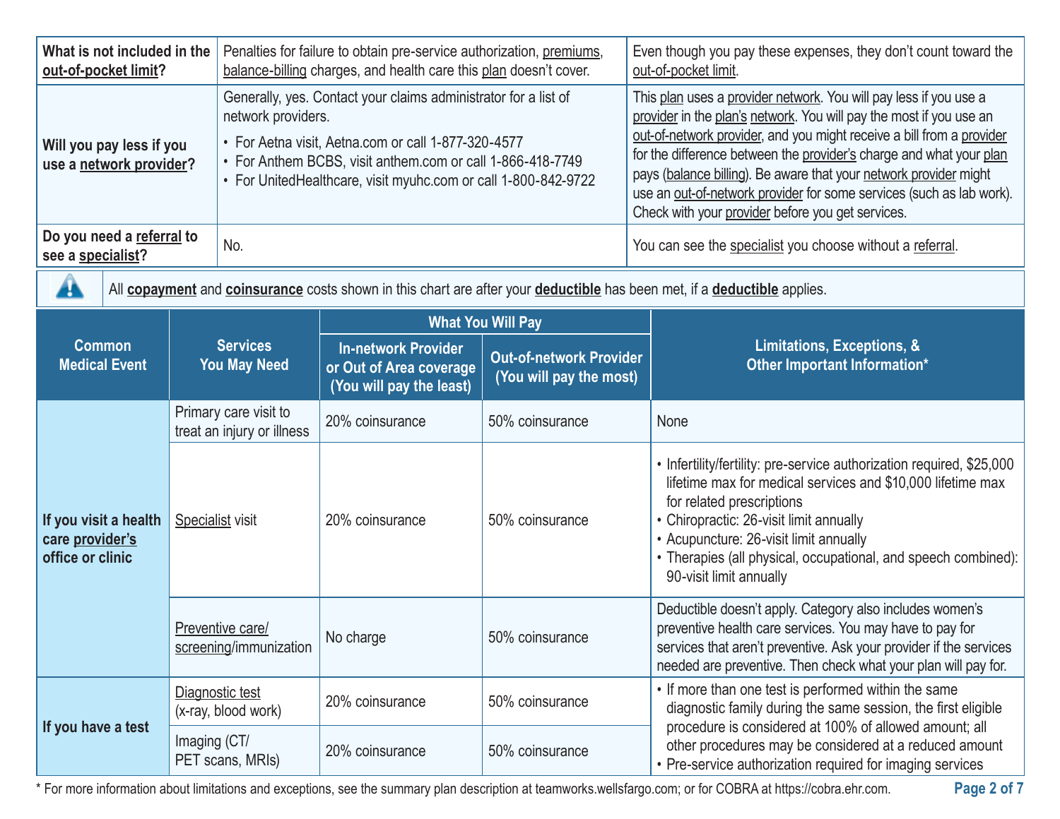| | | |
|---|---|---|
| **What is not included in the out-of-pocket limit?** | Penalties for failure to obtain pre-service authorization, premiums, balance-billing charges, and health care this plan doesn't cover. | Even though you pay these expenses, they don't count toward the out-of-pocket limit. |
| **Will you pay less if you use a network provider?** | Generally, yes. Contact your claims administrator for a list of network providers.<br>• For Aetna visit, Aetna.com or call 1-877-320-4577<br>• For Anthem BCBS, visit anthem.com or call 1-866-418-7749<br>• For UnitedHealthcare, visit myuhc.com or call 1-800-842-9722 | This plan uses a provider network. You will pay less if you use a provider in the plan's network. You will pay the most if you use an out-of-network provider, and you might receive a bill from a provider for the difference between the provider's charge and what your plan pays (balance billing). Be aware that your network provider might use an out-of-network provider for some services (such as lab work). Check with your provider before you get services. |
| **Do you need a referral to see a specialist?** | No. | You can see the specialist you choose without a referral. |

All **copayment** and **coinsurance** costs shown in this chart are after your **deductible** has been met, if a **deductible** applies.

| Common Medical Event | Services You May Need | What You Will Pay | | Limitations, Exceptions, & Other Important Information* |
|---|---|---|---|---|
| | | In-network Provider or Out of Area coverage (You will pay the least) | Out-of-network Provider (You will pay the most) | |
| If you visit a health care provider's office or clinic | Primary care visit to treat an injury or illness | 20% coinsurance | 50% coinsurance | None |
| | Specialist visit | 20% coinsurance | 50% coinsurance | • Infertility/fertility: pre-service authorization required, $25,000 lifetime max for medical services and $10,000 lifetime max for related prescriptions<br>• Chiropractic: 26-visit limit annually<br>• Acupuncture: 26-visit limit annually<br>• Therapies (all physical, occupational, and speech combined): 90-visit limit annually |
| | Preventive care/ screening/immunization | No charge | 50% coinsurance | Deductible doesn't apply. Category also includes women's preventive health care services. You may have to pay for services that aren't preventive. Ask your provider if the services needed are preventive. Then check what your plan will pay for. |
| If you have a test | Diagnostic test (x-ray, blood work) | 20% coinsurance | 50% coinsurance | • If more than one test is performed within the same diagnostic family during the same session, the first eligible procedure is considered at 100% of allowed amount; all other procedures may be considered at a reduced amount<br>• Pre-service authorization required for imaging services |
| | Imaging (CT/ PET scans, MRIs) | 20% coinsurance | 50% coinsurance | |

* For more information about limitations and exceptions, see the summary plan description at teamworks.wellsfargo.com; or for COBRA at https://cobra.ehr.com.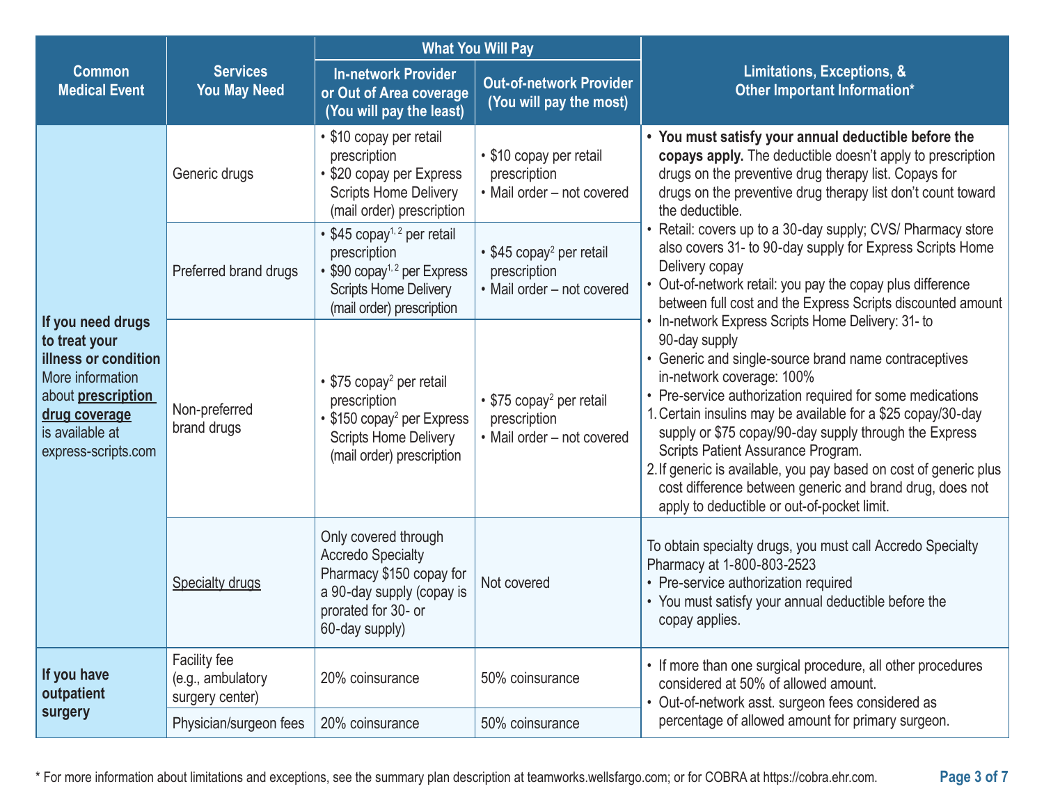| Common Medical Event | Services You May Need | What You Will Pay | | Limitations, Exceptions, & Other Important Information* |
|---|---|---|---|---|
| | | In-network Provider or Out of Area coverage (You will pay the least) | Out-of-network Provider (You will pay the most) | |
| **If you need drugs to treat your illness or condition** More information about **prescription drug coverage** is available at express-scripts.com | Generic drugs | • $10 copay per retail prescription<br>• $20 copay per Express Scripts Home Delivery (mail order) prescription | • $10 copay per retail prescription<br>• Mail order – not covered | • **You must satisfy your annual deductible before the copays apply.** The deductible doesn't apply to prescription drugs on the preventive drug therapy list. Copays for drugs on the preventive drug therapy list don't count toward the deductible.<br>• Retail: covers up to a 30-day supply; CVS/ Pharmacy store also covers 31- to 90-day supply for Express Scripts Home Delivery copay<br>• Out-of-network retail: you pay the copay plus difference between full cost and the Express Scripts discounted amount<br>• In-network Express Scripts Home Delivery: 31- to 90-day supply<br>• Generic and single-source brand name contraceptives in-network coverage: 100%<br>• Pre-service authorization required for some medications<br>1. Certain insulins may be available for a $25 copay/30-day supply or $75 copay/90-day supply through the Express Scripts Patient Assurance Program.<br>2. If generic is available, you pay based on cost of generic plus cost difference between generic and brand drug, does not apply to deductible or out-of-pocket limit. |
| | Preferred brand drugs | • $45 copay[1, 2] per retail prescription<br>• $90 copay[1, 2] per Express Scripts Home Delivery (mail order) prescription | • $45 copay[2] per retail prescription<br>• Mail order – not covered | |
| | Non-preferred brand drugs | • $75 copay[2] per retail prescription<br>• $150 copay[2] per Express Scripts Home Delivery (mail order) prescription | • $75 copay[2] per retail prescription<br>• Mail order – not covered | |
| | Specialty drugs | Only covered through Accredo Specialty Pharmacy $150 copay for a 90-day supply (copay is prorated for 30- or 60-day supply) | Not covered | To obtain specialty drugs, you must call Accredo Specialty Pharmacy at 1-800-803-2523<br>• Pre-service authorization required<br>• You must satisfy your annual deductible before the copay applies. |
| **If you have outpatient surgery** | Facility fee (e.g., ambulatory surgery center) | 20% coinsurance | 50% coinsurance | • If more than one surgical procedure, all other procedures considered at 50% of allowed amount.<br>• Out-of-network asst. surgeon fees considered as percentage of allowed amount for primary surgeon. |
| | Physician/surgeon fees | 20% coinsurance | 50% coinsurance | |

* For more information about limitations and exceptions, see the summary plan description at teamworks.wellsfargo.com; or for COBRA at https://cobra.ehr.com.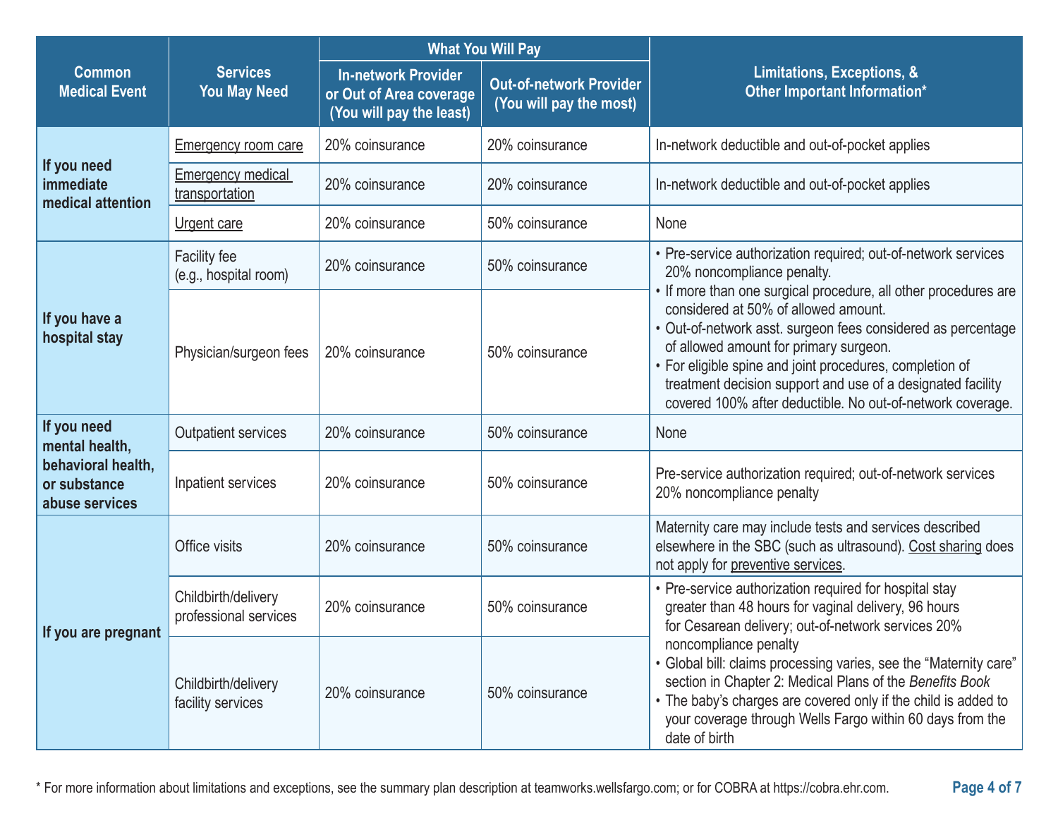| Common Medical Event | Services You May Need | What You Will Pay | | Limitations, Exceptions, & Other Important Information* |
|---|---|---|---|---|
| | | In-network Provider or Out of Area coverage (You will pay the least) | Out-of-network Provider (You will pay the most) | |
| If you need immediate medical attention | Emergency room care | 20% coinsurance | 20% coinsurance | In-network deductible and out-of-pocket applies |
| | Emergency medical transportation | 20% coinsurance | 20% coinsurance | In-network deductible and out-of-pocket applies |
| | Urgent care | 20% coinsurance | 50% coinsurance | None |
| If you have a hospital stay | Facility fee (e.g., hospital room) | 20% coinsurance | 50% coinsurance | • Pre-service authorization required; out-of-network services 20% noncompliance penalty.<br>• If more than one surgical procedure, all other procedures are considered at 50% of allowed amount.<br>• Out-of-network asst. surgeon fees considered as percentage of allowed amount for primary surgeon.<br>• For eligible spine and joint procedures, completion of treatment decision support and use of a designated facility covered 100% after deductible. No out-of-network coverage. |
| | Physician/surgeon fees | 20% coinsurance | 50% coinsurance | |
| If you need mental health, behavioral health, or substance abuse services | Outpatient services | 20% coinsurance | 50% coinsurance | None |
| | Inpatient services | 20% coinsurance | 50% coinsurance | Pre-service authorization required; out-of-network services 20% noncompliance penalty |
| If you are pregnant | Office visits | 20% coinsurance | 50% coinsurance | Maternity care may include tests and services described elsewhere in the SBC (such as ultrasound). Cost sharing does not apply for preventive services. |
| | Childbirth/delivery professional services | 20% coinsurance | 50% coinsurance | • Pre-service authorization required for hospital stay greater than 48 hours for vaginal delivery, 96 hours for Cesarean delivery; out-of-network services 20% noncompliance penalty<br>• Global bill: claims processing varies, see the "Maternity care" section in Chapter 2: Medical Plans of the *Benefits Book*<br>• The baby's charges are covered only if the child is added to your coverage through Wells Fargo within 60 days from the date of birth |
| | Childbirth/delivery facility services | 20% coinsurance | 50% coinsurance | |

\* For more information about limitations and exceptions, see the summary plan description at teamworks.wellsfargo.com; or for COBRA at https://cobra.ehr.com.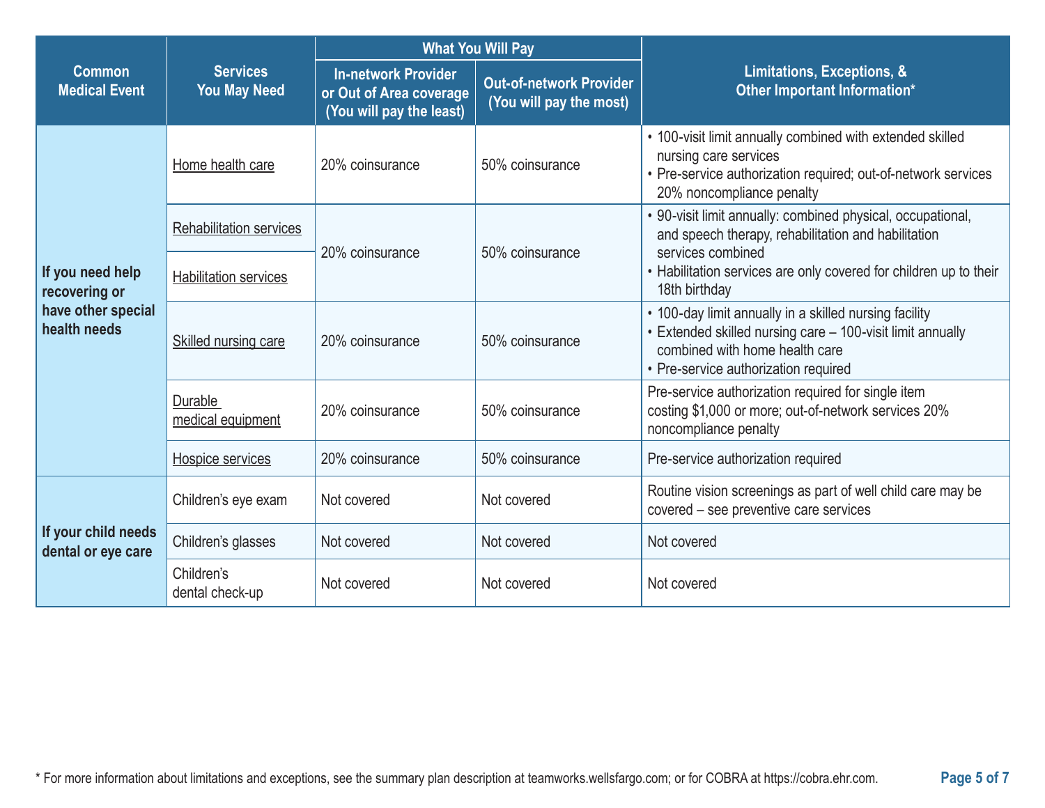| Common Medical Event | Services You May Need | What You Will Pay | | Limitations, Exceptions, & Other Important Information* |
|---|---|---|---|---|
| | | In-network Provider or Out of Area coverage (You will pay the least) | Out-of-network Provider (You will pay the most) | |
| If you need help recovering or have other special health needs | Home health care | 20% coinsurance | 50% coinsurance | • 100-visit limit annually combined with extended skilled nursing care services<br>• Pre-service authorization required; out-of-network services 20% noncompliance penalty |
| | Rehabilitation services | 20% coinsurance | 50% coinsurance | • 90-visit limit annually: combined physical, occupational, and speech therapy, rehabilitation and habilitation services combined<br>• Habilitation services are only covered for children up to their 18th birthday |
| | Habilitation services | | | |
| | Skilled nursing care | 20% coinsurance | 50% coinsurance | • 100-day limit annually in a skilled nursing facility<br>• Extended skilled nursing care – 100-visit limit annually combined with home health care<br>• Pre-service authorization required |
| | Durable medical equipment | 20% coinsurance | 50% coinsurance | Pre-service authorization required for single item costing $1,000 or more; out-of-network services 20% noncompliance penalty |
| | Hospice services | 20% coinsurance | 50% coinsurance | Pre-service authorization required |
| If your child needs dental or eye care | Children's eye exam | Not covered | Not covered | Routine vision screenings as part of well child care may be covered – see preventive care services |
| | Children's glasses | Not covered | Not covered | Not covered |
| | Children's dental check-up | Not covered | Not covered | Not covered |

* For more information about limitations and exceptions, see the summary plan description at teamworks.wellsfargo.com; or for COBRA at https://cobra.ehr.com.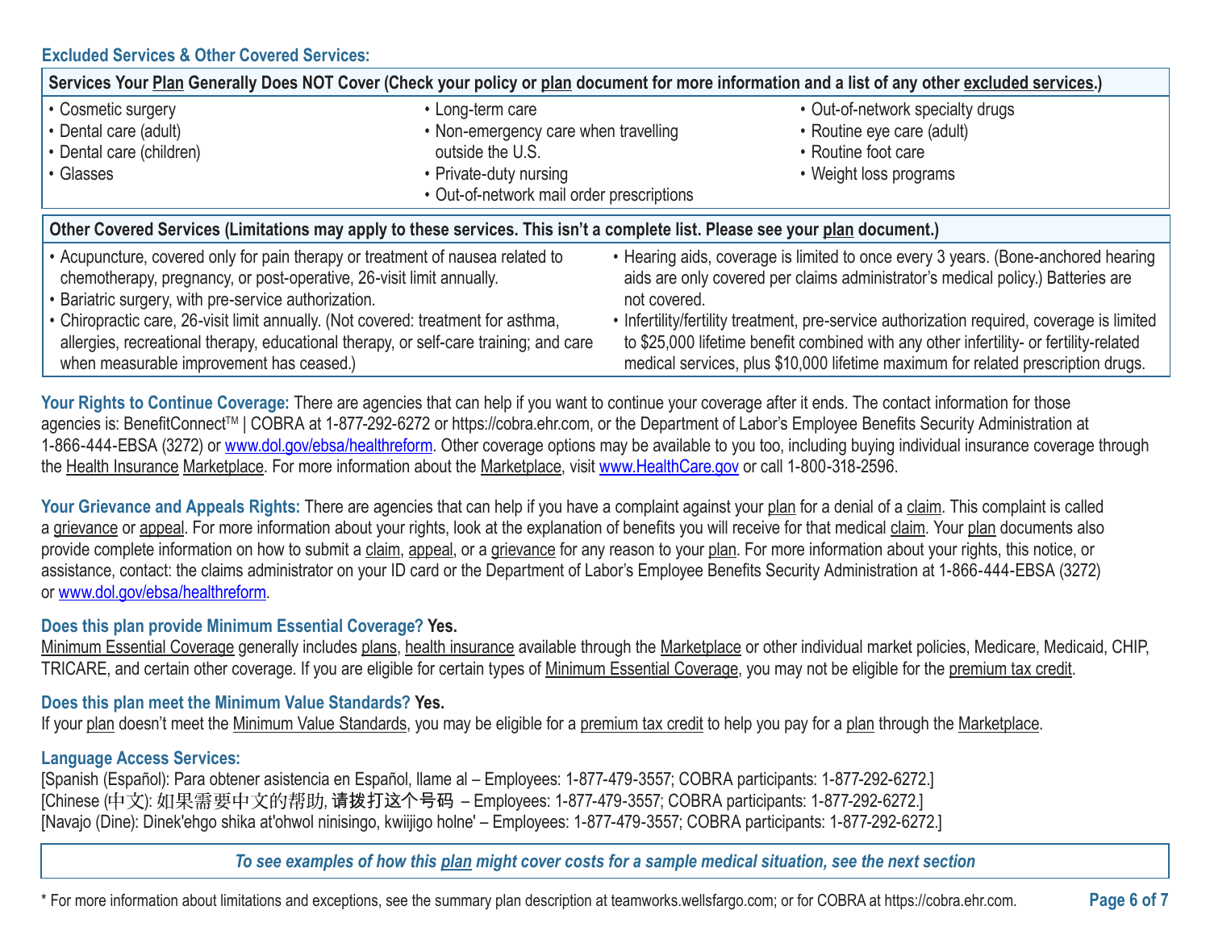### Excluded Services & Other Covered Services:

| Services Your Plan Generally Does NOT Cover (Check your policy or plan document for more information and a list of any other excluded services.) | | |
|---|---|---|
| • Cosmetic surgery<br>• Dental care (adult)<br>• Dental care (children)<br>• Glasses | • Long-term care<br>• Non-emergency care when travelling outside the U.S.<br>• Private-duty nursing<br>• Out-of-network mail order prescriptions | • Out-of-network specialty drugs<br>• Routine eye care (adult)<br>• Routine foot care<br>• Weight loss programs |

| Other Covered Services (Limitations may apply to these services. This isn't a complete list. Please see your plan document.) | |
|---|---|
| • Acupuncture, covered only for pain therapy or treatment of nausea related to chemotherapy, pregnancy, or post-operative, 26-visit limit annually.<br>• Bariatric surgery, with pre-service authorization.<br>• Chiropractic care, 26-visit limit annually. (Not covered: treatment for asthma, allergies, recreational therapy, educational therapy, or self-care training; and care when measurable improvement has ceased.) | • Hearing aids, coverage is limited to once every 3 years. (Bone-anchored hearing aids are only covered per claims administrator's medical policy.) Batteries are not covered.<br>• Infertility/fertility treatment, pre-service authorization required, coverage is limited to $25,000 lifetime benefit combined with any other infertility- or fertility-related medical services, plus $10,000 lifetime maximum for related prescription drugs. |

**Your Rights to Continue Coverage:** There are agencies that can help if you want to continue your coverage after it ends. The contact information for those agencies is: BenefitConnect™ | COBRA at 1-877-292-6272 or https://cobra.ehr.com, or the Department of Labor's Employee Benefits Security Administration at 1-866-444-EBSA (3272) or www.dol.gov/ebsa/healthreform. Other coverage options may be available to you too, including buying individual insurance coverage through the Health Insurance Marketplace. For more information about the Marketplace, visit www.HealthCare.gov or call 1-800-318-2596.

**Your Grievance and Appeals Rights:** There are agencies that can help if you have a complaint against your plan for a denial of a claim. This complaint is called a grievance or appeal. For more information about your rights, look at the explanation of benefits you will receive for that medical claim. Your plan documents also provide complete information on how to submit a claim, appeal, or a grievance for any reason to your plan. For more information about your rights, this notice, or assistance, contact: the claims administrator on your ID card or the Department of Labor's Employee Benefits Security Administration at 1-866-444-EBSA (3272) or www.dol.gov/ebsa/healthreform.

**Does this plan provide Minimum Essential Coverage? Yes.**
Minimum Essential Coverage generally includes plans, health insurance available through the Marketplace or other individual market policies, Medicare, Medicaid, CHIP, TRICARE, and certain other coverage. If you are eligible for certain types of Minimum Essential Coverage, you may not be eligible for the premium tax credit.

**Does this plan meet the Minimum Value Standards? Yes.**
If your plan doesn't meet the Minimum Value Standards, you may be eligible for a premium tax credit to help you pay for a plan through the Marketplace.

**Language Access Services:**
[Spanish (Español): Para obtener asistencia en Español, llame al – Employees: 1-877-479-3557; COBRA participants: 1-877-292-6272.]
[Chinese (中文): 如果需要中文的帮助, 请拨打这个号码 – Employees: 1-877-479-3557; COBRA participants: 1-877-292-6272.]
[Navajo (Dine): Dinek'ehgo shika at'ohwol ninisingo, kwiijigo holne' – Employees: 1-877-479-3557; COBRA participants: 1-877-292-6272.]

*To see examples of how this plan might cover costs for a sample medical situation, see the next section*

\* For more information about limitations and exceptions, see the summary plan description at teamworks.wellsfargo.com; or for COBRA at https://cobra.ehr.com.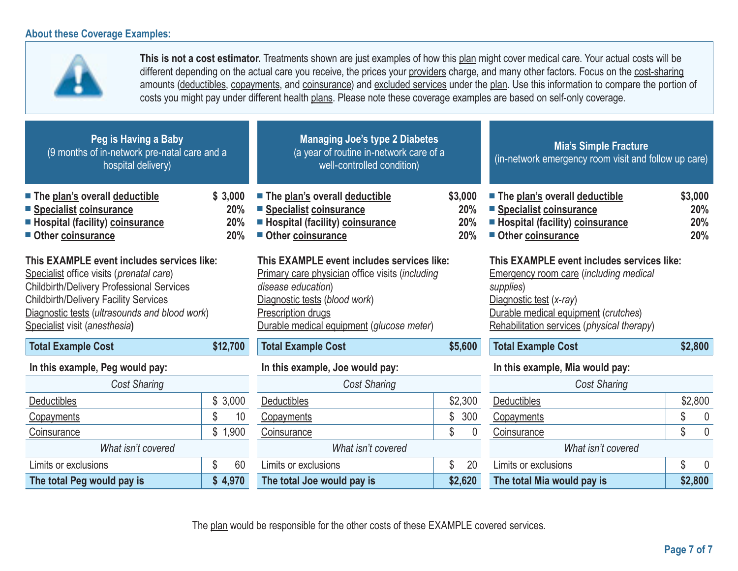### About these Coverage Examples:

**This is not a cost estimator.** Treatments shown are just examples of how this plan might cover medical care. Your actual costs will be different depending on the actual care you receive, the prices your providers charge, and many other factors. Focus on the cost-sharing amounts (deductibles, copayments, and coinsurance) and excluded services under the plan. Use this information to compare the portion of costs you might pay under different health plans. Please note these coverage examples are based on self-only coverage.

## Peg is Having a Baby
(9 months of in-network pre-natal care and a hospital delivery)

| | |
|---|---|
| **The plan's overall deductible** | **$ 3,000** |
| **Specialist coinsurance** | **20%** |
| **Hospital (facility) coinsurance** | **20%** |
| **Other coinsurance** | **20%** |

**This EXAMPLE event includes services like:**
Specialist office visits (*prenatal care*)
Childbirth/Delivery Professional Services
Childbirth/Delivery Facility Services
Diagnostic tests (*ultrasounds and blood work*)
Specialist visit (*anesthesia*)

| **Total Example Cost** | **$12,700** |
|---|---|

**In this example, Peg would pay:**

| *Cost Sharing* | |
|---|---|
| Deductibles | $ 3,000 |
| Copayments | $ 10 |
| Coinsurance | $ 1,900 |
| *What isn't covered* | |
| Limits or exclusions | $ 60 |
| **The total Peg would pay is** | **$ 4,970** |

## Managing Joe's type 2 Diabetes
(a year of routine in-network care of a well-controlled condition)

| | |
|---|---|
| **The plan's overall deductible** | **$3,000** |
| **Specialist coinsurance** | **20%** |
| **Hospital (facility) coinsurance** | **20%** |
| **Other coinsurance** | **20%** |

**This EXAMPLE event includes services like:**
Primary care physician office visits (*including disease education*)
Diagnostic tests (*blood work*)
Prescription drugs
Durable medical equipment (*glucose meter*)

| **Total Example Cost** | **$5,600** |
|---|---|

**In this example, Joe would pay:**

| *Cost Sharing* | |
|---|---|
| Deductibles | $2,300 |
| Copayments | $ 300 |
| Coinsurance | $ 0 |
| *What isn't covered* | |
| Limits or exclusions | $ 20 |
| **The total Joe would pay is** | **$2,620** |

## Mia's Simple Fracture
(in-network emergency room visit and follow up care)

| | |
|---|---|
| **The plan's overall deductible** | **$3,000** |
| **Specialist coinsurance** | **20%** |
| **Hospital (facility) coinsurance** | **20%** |
| **Other coinsurance** | **20%** |

**This EXAMPLE event includes services like:**
Emergency room care (*including medical supplies*)
Diagnostic test (*x-ray*)
Durable medical equipment (*crutches*)
Rehabilitation services (*physical therapy*)

| **Total Example Cost** | **$2,800** |
|---|---|

**In this example, Mia would pay:**

| *Cost Sharing* | |
|---|---|
| Deductibles | $2,800 |
| Copayments | $ 0 |
| Coinsurance | $ 0 |
| *What isn't covered* | |
| Limits or exclusions | $ 0 |
| **The total Mia would pay is** | **$2,800** |

The plan would be responsible for the other costs of these EXAMPLE covered services.